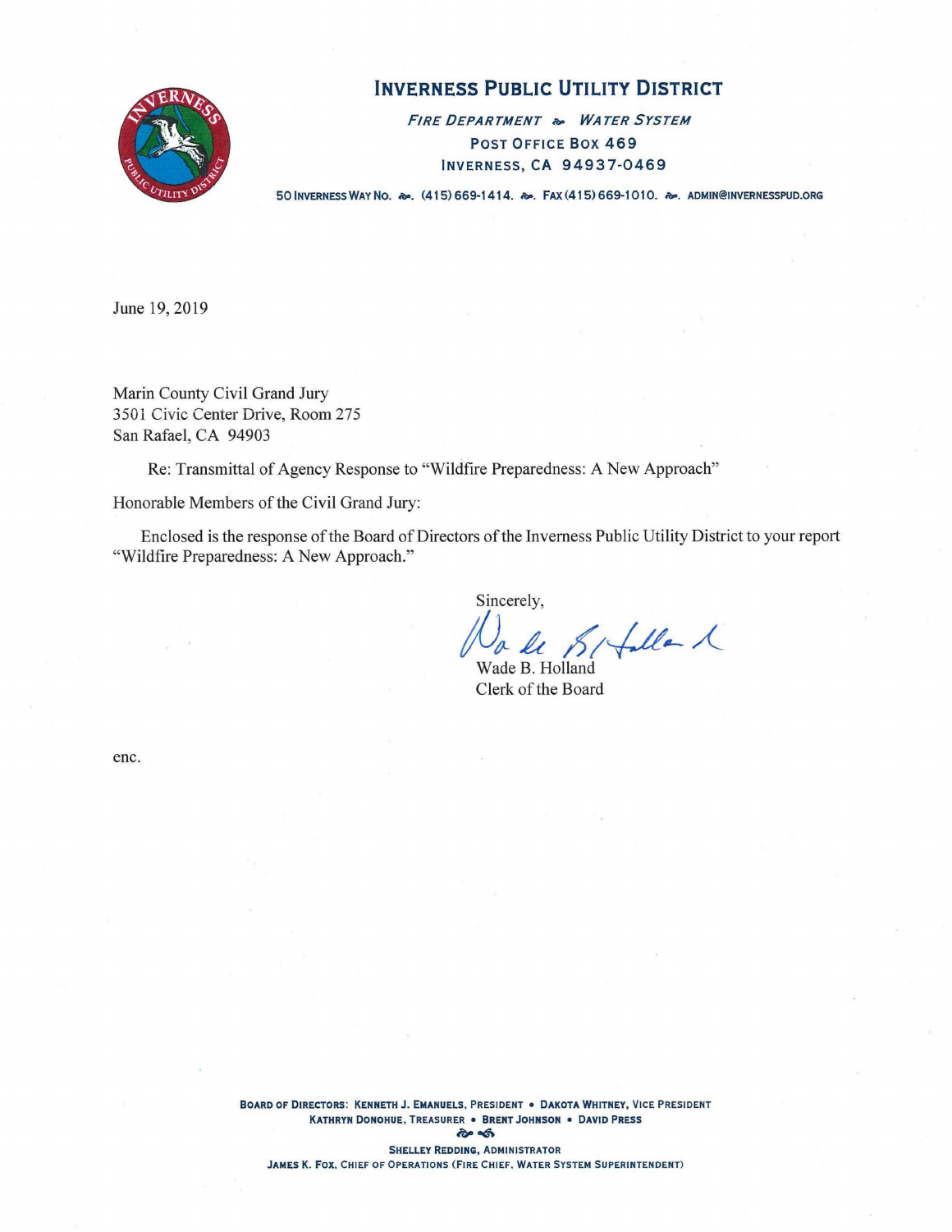# INVERNESS PUBLIC UTILITY DISTRICT

*FIRE DEPARTMENT* ~ *WATER SYSTEM*
POST OFFICE BOX 469
INVERNESS, CA 94937-0469

50 INVERNESS WAY NO. ~ (415) 669-1414. ~ FAX (415) 669-1010. ~ ADMIN@INVERNESSPUD.ORG

June 19, 2019

Marin County Civil Grand Jury
3501 Civic Center Drive, Room 275
San Rafael, CA 94903

Re: Transmittal of Agency Response to "Wildfire Preparedness: A New Approach"

Honorable Members of the Civil Grand Jury:

Enclosed is the response of the Board of Directors of the Inverness Public Utility District to your report "Wildfire Preparedness: A New Approach."

Sincerely,

Wade B. Holland
Clerk of the Board

enc.

**BOARD OF DIRECTORS:** KENNETH J. EMANUELS, PRESIDENT • DAKOTA WHITNEY, VICE PRESIDENT
KATHRYN DONOHUE, TREASURER • BRENT JOHNSON • DAVID PRESS

SHELLEY REDDING, ADMINISTRATOR
JAMES K. FOX, CHIEF OF OPERATIONS (FIRE CHIEF, WATER SYSTEM SUPERINTENDENT)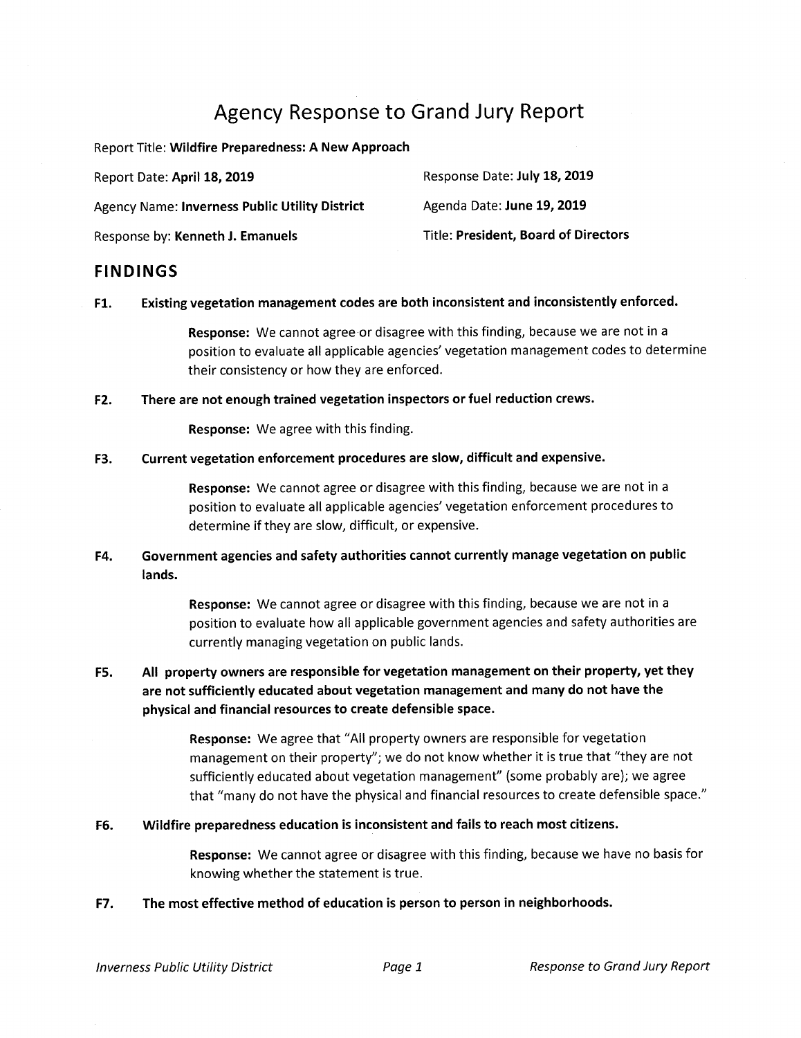# Agency Response to Grand Jury Report

Report Title: **Wildfire Preparedness: A New Approach**

| | |
|---|---|
| Report Date: **April 18, 2019** | Response Date: **July 18, 2019** |
| Agency Name: **Inverness Public Utility District** | Agenda Date: **June 19, 2019** |
| Response by: **Kenneth J. Emanuels** | Title: **President, Board of Directors** |

## FINDINGS

**F1. Existing vegetation management codes are both inconsistent and inconsistently enforced.**

> **Response:** We cannot agree or disagree with this finding, because we are not in a position to evaluate all applicable agencies' vegetation management codes to determine their consistency or how they are enforced.

**F2. There are not enough trained vegetation inspectors or fuel reduction crews.**

> **Response:** We agree with this finding.

**F3. Current vegetation enforcement procedures are slow, difficult and expensive.**

> **Response:** We cannot agree or disagree with this finding, because we are not in a position to evaluate all applicable agencies' vegetation enforcement procedures to determine if they are slow, difficult, or expensive.

**F4. Government agencies and safety authorities cannot currently manage vegetation on public lands.**

> **Response:** We cannot agree or disagree with this finding, because we are not in a position to evaluate how all applicable government agencies and safety authorities are currently managing vegetation on public lands.

**F5. All property owners are responsible for vegetation management on their property, yet they are not sufficiently educated about vegetation management and many do not have the physical and financial resources to create defensible space.**

> **Response:** We agree that "All property owners are responsible for vegetation management on their property"; we do not know whether it is true that "they are not sufficiently educated about vegetation management" (some probably are); we agree that "many do not have the physical and financial resources to create defensible space."

**F6. Wildfire preparedness education is inconsistent and fails to reach most citizens.**

> **Response:** We cannot agree or disagree with this finding, because we have no basis for knowing whether the statement is true.

**F7. The most effective method of education is person to person in neighborhoods.**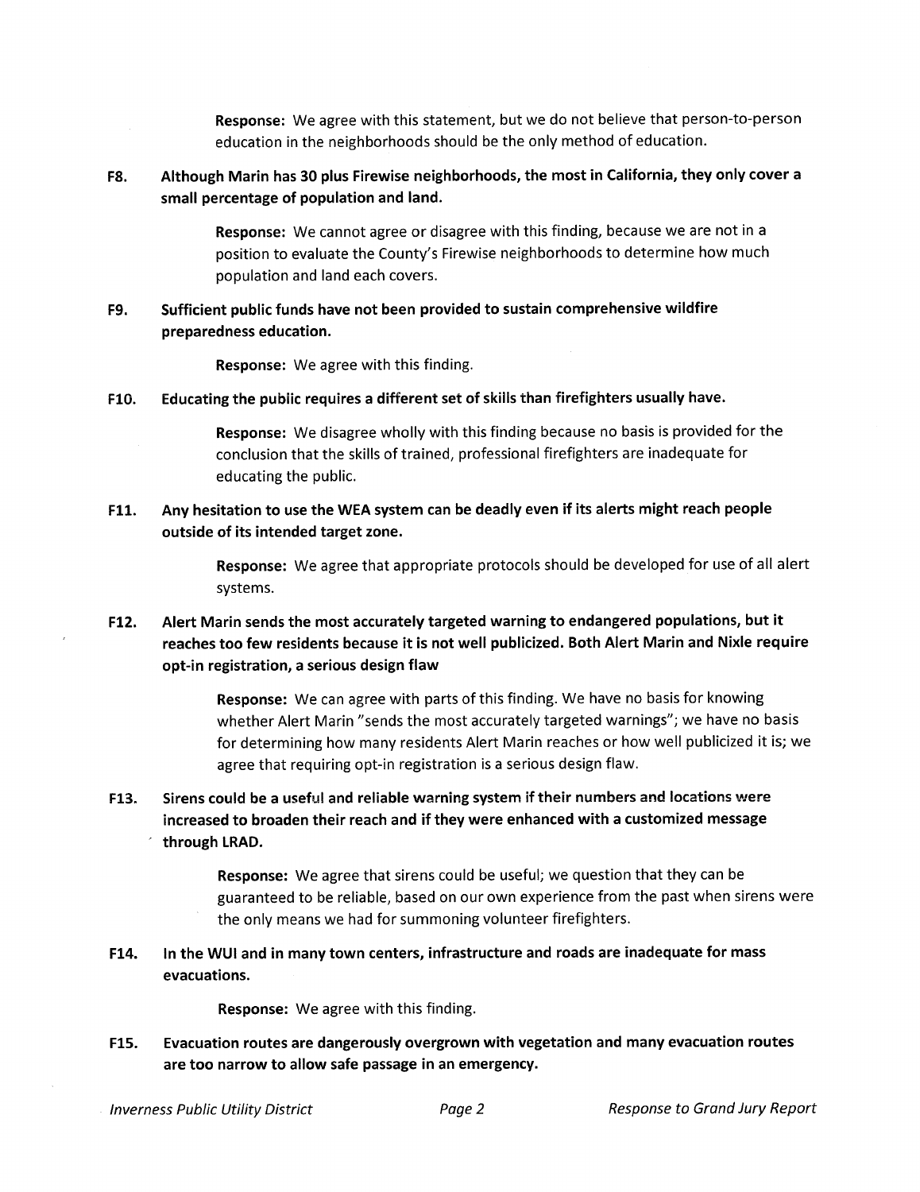**Response:** We agree with this statement, but we do not believe that person-to-person education in the neighborhoods should be the only method of education.

**F8. Although Marin has 30 plus Firewise neighborhoods, the most in California, they only cover a small percentage of population and land.**

**Response:** We cannot agree or disagree with this finding, because we are not in a position to evaluate the County's Firewise neighborhoods to determine how much population and land each covers.

**F9. Sufficient public funds have not been provided to sustain comprehensive wildfire preparedness education.**

**Response:** We agree with this finding.

**F10. Educating the public requires a different set of skills than firefighters usually have.**

**Response:** We disagree wholly with this finding because no basis is provided for the conclusion that the skills of trained, professional firefighters are inadequate for educating the public.

**F11. Any hesitation to use the WEA system can be deadly even if its alerts might reach people outside of its intended target zone.**

**Response:** We agree that appropriate protocols should be developed for use of all alert systems.

**F12. Alert Marin sends the most accurately targeted warning to endangered populations, but it reaches too few residents because it is not well publicized. Both Alert Marin and Nixle require opt-in registration, a serious design flaw**

**Response:** We can agree with parts of this finding. We have no basis for knowing whether Alert Marin "sends the most accurately targeted warnings"; we have no basis for determining how many residents Alert Marin reaches or how well publicized it is; we agree that requiring opt-in registration is a serious design flaw.

**F13. Sirens could be a useful and reliable warning system if their numbers and locations were increased to broaden their reach and if they were enhanced with a customized message through LRAD.**

**Response:** We agree that sirens could be useful; we question that they can be guaranteed to be reliable, based on our own experience from the past when sirens were the only means we had for summoning volunteer firefighters.

**F14. In the WUI and in many town centers, infrastructure and roads are inadequate for mass evacuations.**

**Response:** We agree with this finding.

**F15. Evacuation routes are dangerously overgrown with vegetation and many evacuation routes are too narrow to allow safe passage in an emergency.**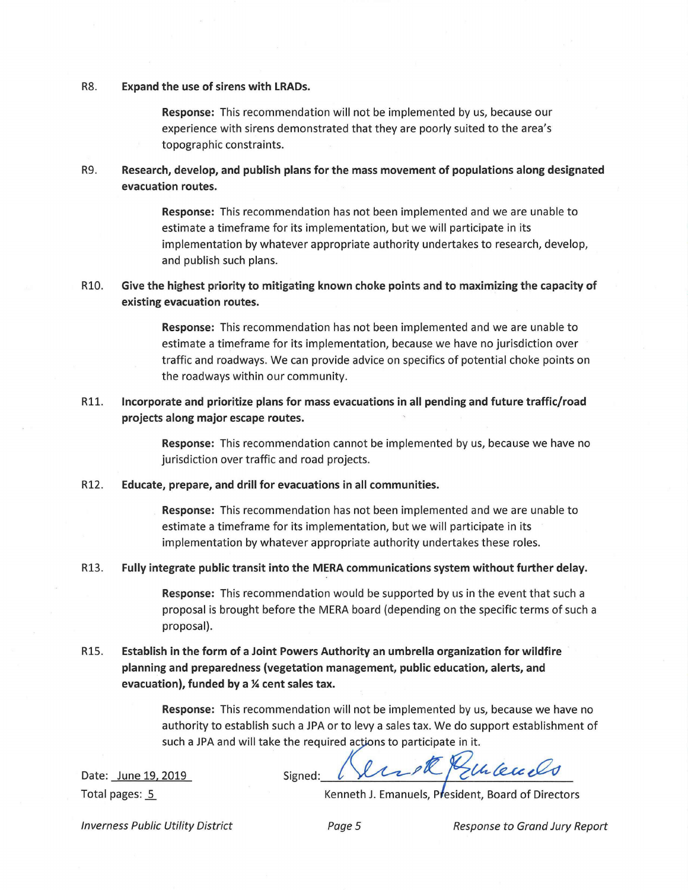R8. **Expand the use of sirens with LRADs.**

> **Response:** This recommendation will not be implemented by us, because our experience with sirens demonstrated that they are poorly suited to the area's topographic constraints.

R9. **Research, develop, and publish plans for the mass movement of populations along designated evacuation routes.**

> **Response:** This recommendation has not been implemented and we are unable to estimate a timeframe for its implementation, but we will participate in its implementation by whatever appropriate authority undertakes to research, develop, and publish such plans.

R10. **Give the highest priority to mitigating known choke points and to maximizing the capacity of existing evacuation routes.**

> **Response:** This recommendation has not been implemented and we are unable to estimate a timeframe for its implementation, because we have no jurisdiction over traffic and roadways. We can provide advice on specifics of potential choke points on the roadways within our community.

R11. **Incorporate and prioritize plans for mass evacuations in all pending and future traffic/road projects along major escape routes.**

> **Response:** This recommendation cannot be implemented by us, because we have no jurisdiction over traffic and road projects.

R12. **Educate, prepare, and drill for evacuations in all communities.**

> **Response:** This recommendation has not been implemented and we are unable to estimate a timeframe for its implementation, but we will participate in its implementation by whatever appropriate authority undertakes these roles.

R13. **Fully integrate public transit into the MERA communications system without further delay.**

> **Response:** This recommendation would be supported by us in the event that such a proposal is brought before the MERA board (depending on the specific terms of such a proposal).

R15. **Establish in the form of a Joint Powers Authority an umbrella organization for wildfire planning and preparedness (vegetation management, public education, alerts, and evacuation), funded by a ¼ cent sales tax.**

> **Response:** This recommendation will not be implemented by us, because we have no authority to establish such a JPA or to levy a sales tax. We do support establishment of such a JPA and will take the required actions to participate in it.

Date: June 19, 2019

Total pages: 5

Signed: [signature]

Kenneth J. Emanuels, President, Board of Directors